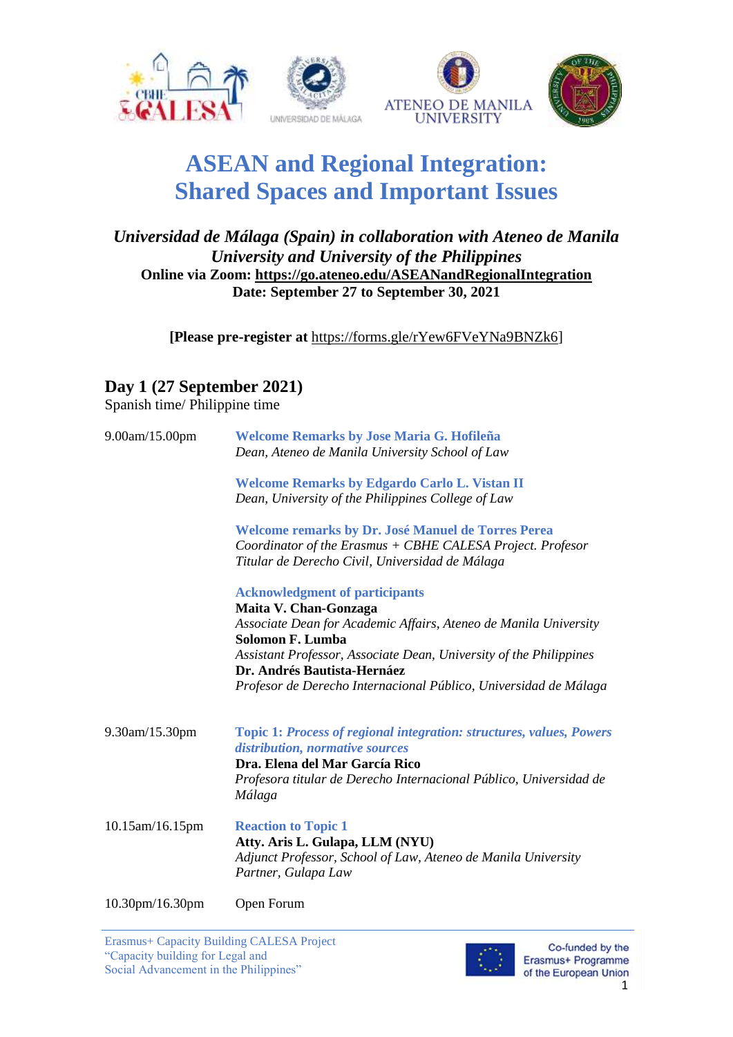# ASEAN and Regional Integration: Shared Spaces and Important Issues

*Universidad de Málaga (Spain) in collaboration with Ateneo de Manila University and University of the Philippines*

**Online via Zoom: https://go.ateneo.edu/ASEANandRegionalIntegration**

**Date: September 27 to September 30, 2021**

**[Please pre-register at** https://forms.gle/rYew6FVeYNa9BNZk6]

## Day 1 (27 September 2021)

Spanish time/ Philippine time

| | |
|---|---|
| 9.00am/15.00pm | **Welcome Remarks by Jose Maria G. Hofileña**<br>*Dean, Ateneo de Manila University School of Law*<br><br>**Welcome Remarks by Edgardo Carlo L. Vistan II**<br>*Dean, University of the Philippines College of Law*<br><br>**Welcome remarks by Dr. José Manuel de Torres Perea**<br>*Coordinator of the Erasmus + CBHE CALESA Project. Profesor Titular de Derecho Civil, Universidad de Málaga*<br><br>**Acknowledgment of participants**<br>**Maita V. Chan-Gonzaga**<br>*Associate Dean for Academic Affairs, Ateneo de Manila University*<br>**Solomon F. Lumba**<br>*Assistant Professor, Associate Dean, University of the Philippines*<br>**Dr. Andrés Bautista-Hernáez**<br>*Profesor de Derecho Internacional Público, Universidad de Málaga* |
| 9.30am/15.30pm | **Topic 1: *Process of regional integration: structures, values, Powers distribution, normative sources***<br>**Dra. Elena del Mar García Rico**<br>*Profesora titular de Derecho Internacional Público, Universidad de Málaga* |
| 10.15am/16.15pm | **Reaction to Topic 1**<br>**Atty. Aris L. Gulapa, LLM (NYU)**<br>*Adjunct Professor, School of Law, Ateneo de Manila University*<br>*Partner, Gulapa Law* |
| 10.30pm/16.30pm | Open Forum |

Erasmus+ Capacity Building CALESA Project "Capacity building for Legal and Social Advancement in the Philippines"

Co-funded by the Erasmus+ Programme of the European Union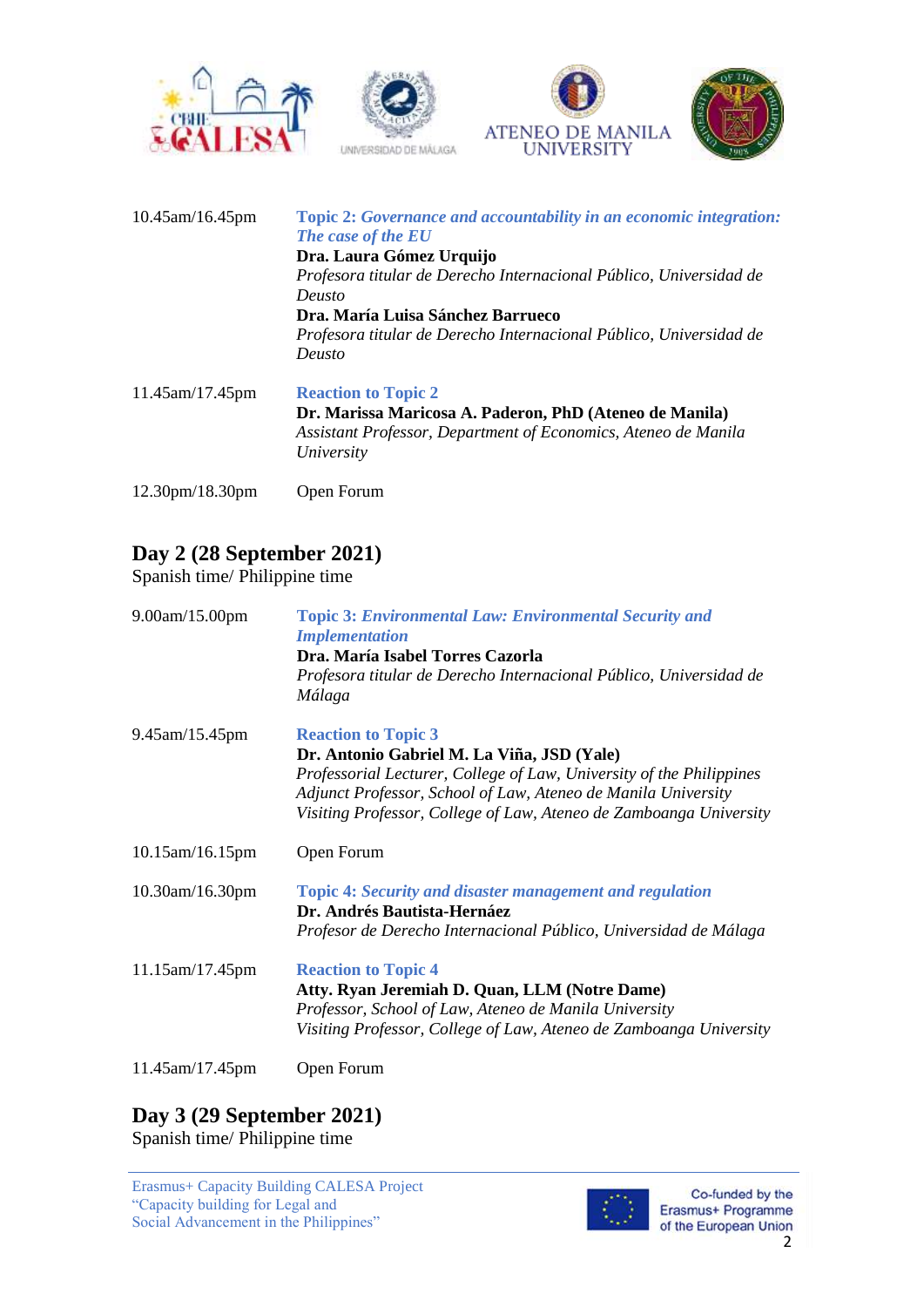| | |
|---|---|
| 10.45am/16.45pm | **Topic 2: *Governance and accountability in an economic integration: The case of the EU***<br>**Dra. Laura Gómez Urquijo**<br>*Profesora titular de Derecho Internacional Público, Universidad de Deusto*<br>**Dra. María Luisa Sánchez Barrueco**<br>*Profesora titular de Derecho Internacional Público, Universidad de Deusto* |
| 11.45am/17.45pm | **Reaction to Topic 2**<br>**Dr. Marissa Maricosa A. Paderon, PhD (Ateneo de Manila)**<br>*Assistant Professor, Department of Economics, Ateneo de Manila University* |
| 12.30pm/18.30pm | Open Forum |

## Day 2 (28 September 2021)

Spanish time/ Philippine time

| | |
|---|---|
| 9.00am/15.00pm | **Topic 3: *Environmental Law: Environmental Security and Implementation***<br>**Dra. María Isabel Torres Cazorla**<br>*Profesora titular de Derecho Internacional Público, Universidad de Málaga* |
| 9.45am/15.45pm | **Reaction to Topic 3**<br>**Dr. Antonio Gabriel M. La Viña, JSD (Yale)**<br>*Professorial Lecturer, College of Law, University of the Philippines*<br>*Adjunct Professor, School of Law, Ateneo de Manila University*<br>*Visiting Professor, College of Law, Ateneo de Zamboanga University* |
| 10.15am/16.15pm | Open Forum |
| 10.30am/16.30pm | **Topic 4: *Security and disaster management and regulation***<br>**Dr. Andrés Bautista-Hernáez**<br>*Profesor de Derecho Internacional Público, Universidad de Málaga* |
| 11.15am/17.45pm | **Reaction to Topic 4**<br>**Atty. Ryan Jeremiah D. Quan, LLM (Notre Dame)**<br>*Professor, School of Law, Ateneo de Manila University*<br>*Visiting Professor, College of Law, Ateneo de Zamboanga University* |
| 11.45am/17.45pm | Open Forum |

## Day 3 (29 September 2021)

Spanish time/ Philippine time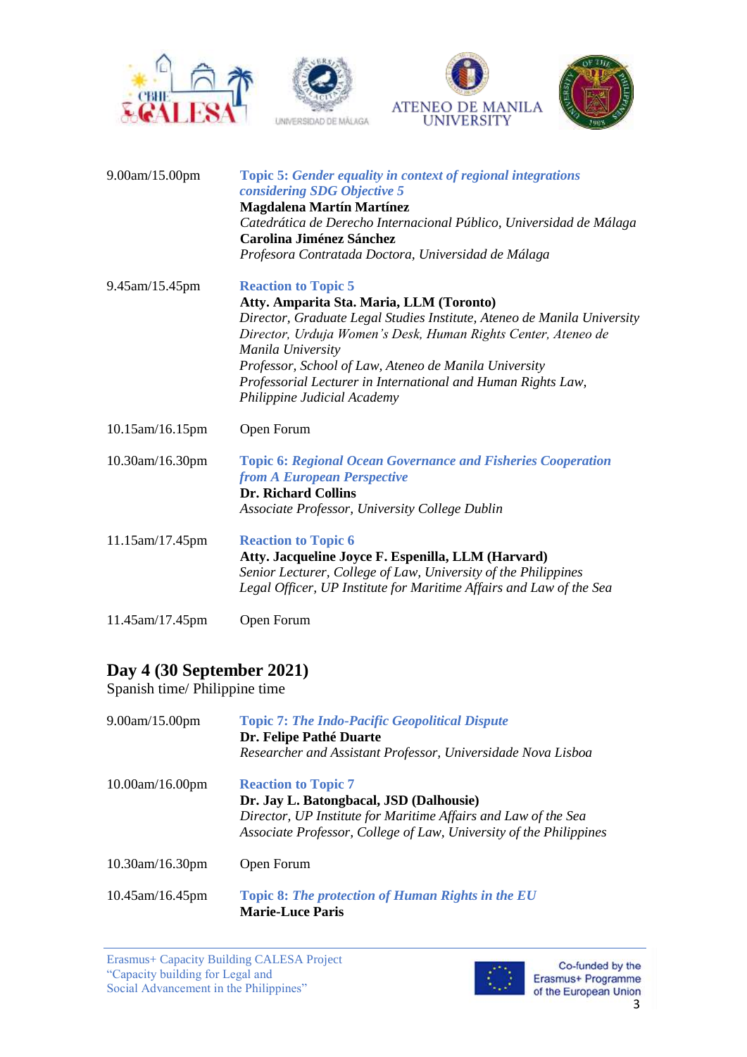| | |
|---|---|
| 9.00am/15.00pm | **Topic 5:** ***Gender equality in context of regional integrations considering SDG Objective 5***<br>**Magdalena Martín Martínez**<br>*Catedrática de Derecho Internacional Público, Universidad de Málaga*<br>**Carolina Jiménez Sánchez**<br>*Profesora Contratada Doctora, Universidad de Málaga* |
| 9.45am/15.45pm | **Reaction to Topic 5**<br>**Atty. Amparita Sta. Maria, LLM (Toronto)**<br>*Director, Graduate Legal Studies Institute, Ateneo de Manila University*<br>*Director, Urduja Women's Desk, Human Rights Center, Ateneo de Manila University*<br>*Professor, School of Law, Ateneo de Manila University*<br>*Professorial Lecturer in International and Human Rights Law, Philippine Judicial Academy* |
| 10.15am/16.15pm | Open Forum |
| 10.30am/16.30pm | **Topic 6:** ***Regional Ocean Governance and Fisheries Cooperation from A European Perspective***<br>**Dr. Richard Collins**<br>*Associate Professor, University College Dublin* |
| 11.15am/17.45pm | **Reaction to Topic 6**<br>**Atty. Jacqueline Joyce F. Espenilla, LLM (Harvard)**<br>*Senior Lecturer, College of Law, University of the Philippines*<br>*Legal Officer, UP Institute for Maritime Affairs and Law of the Sea* |
| 11.45am/17.45pm | Open Forum |

## Day 4 (30 September 2021)

Spanish time/ Philippine time

| | |
|---|---|
| 9.00am/15.00pm | **Topic 7:** ***The Indo-Pacific Geopolitical Dispute***<br>**Dr. Felipe Pathé Duarte**<br>*Researcher and Assistant Professor, Universidade Nova Lisboa* |
| 10.00am/16.00pm | **Reaction to Topic 7**<br>**Dr. Jay L. Batongbacal, JSD (Dalhousie)**<br>*Director, UP Institute for Maritime Affairs and Law of the Sea*<br>*Associate Professor, College of Law, University of the Philippines* |
| 10.30am/16.30pm | Open Forum |
| 10.45am/16.45pm | **Topic 8:** ***The protection of Human Rights in the EU***<br>**Marie-Luce Paris** |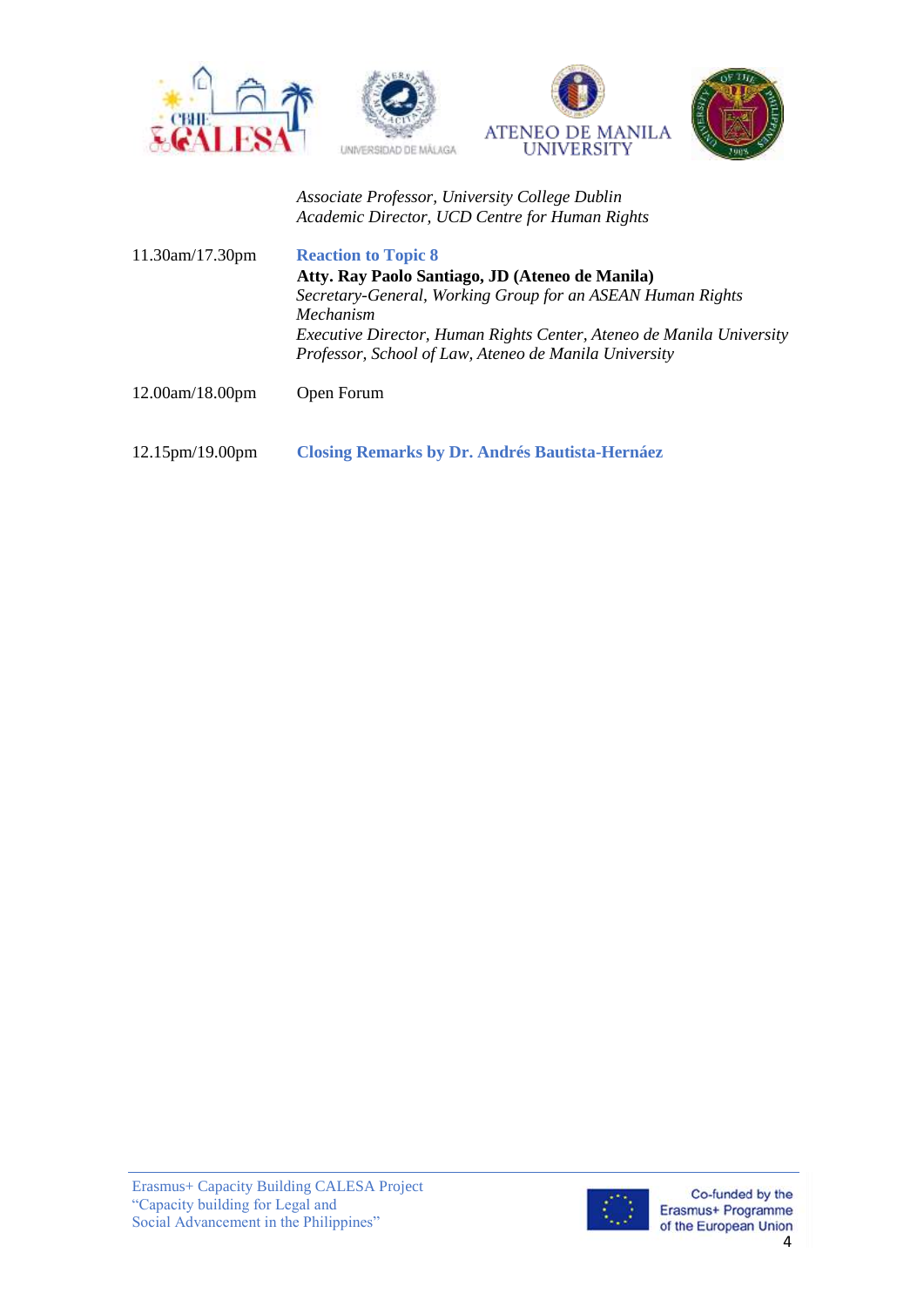| | |
|---|---|
| | *Associate Professor, University College Dublin*<br>*Academic Director, UCD Centre for Human Rights* |
| 11.30am/17.30pm | **Reaction to Topic 8**<br>**Atty. Ray Paolo Santiago, JD (Ateneo de Manila)**<br>*Secretary-General, Working Group for an ASEAN Human Rights Mechanism*<br>*Executive Director, Human Rights Center, Ateneo de Manila University*<br>*Professor, School of Law, Ateneo de Manila University* |
| 12.00am/18.00pm | Open Forum |
| 12.15pm/19.00pm | **Closing Remarks by Dr. Andrés Bautista-Hernáez** |